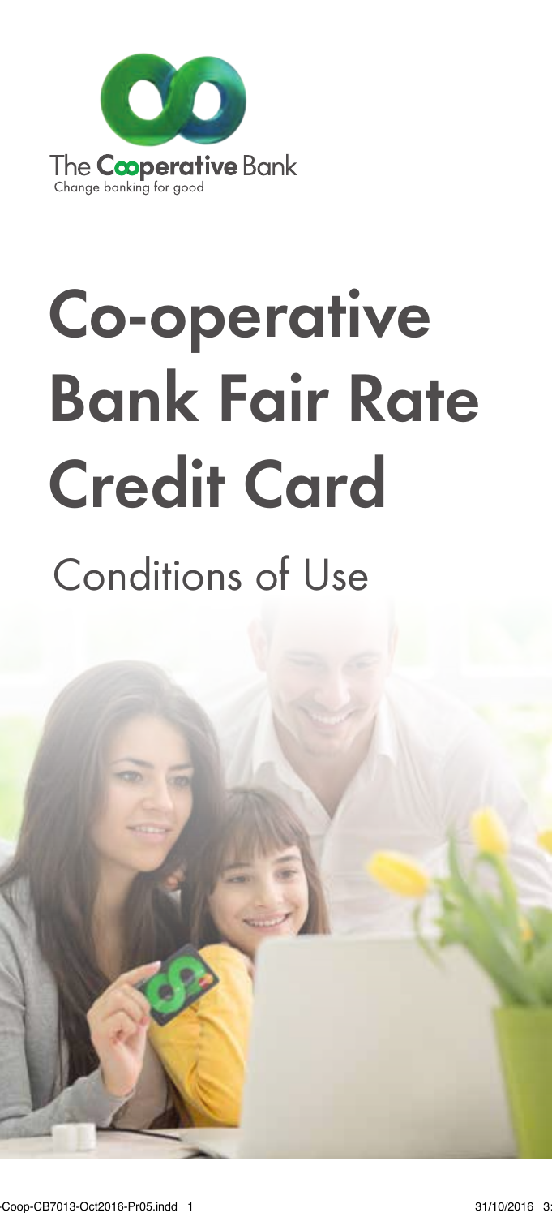The Cooperative Bank
Change banking for good

# Co-operative Bank Fair Rate Credit Card

## Conditions of Use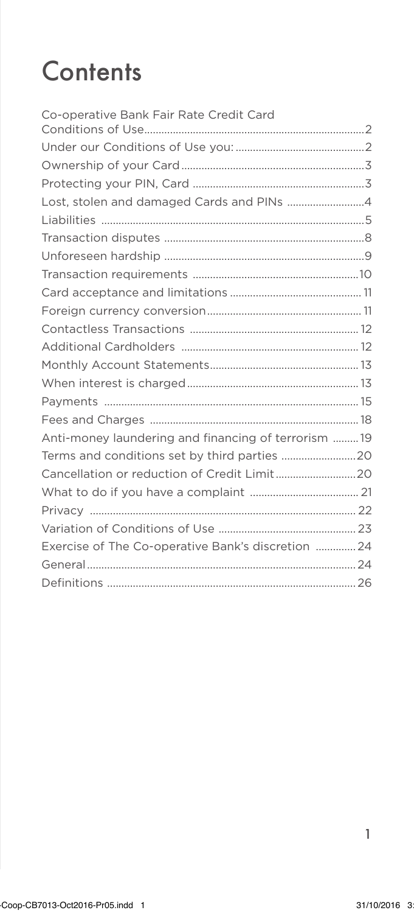# Contents

| | |
|---|---|
| Co-operative Bank Fair Rate Credit Card Conditions of Use | 2 |
| Under our Conditions of Use you: | 2 |
| Ownership of your Card | 3 |
| Protecting your PIN, Card | 3 |
| Lost, stolen and damaged Cards and PINs | 4 |
| Liabilities | 5 |
| Transaction disputes | 8 |
| Unforeseen hardship | 9 |
| Transaction requirements | 10 |
| Card acceptance and limitations | 11 |
| Foreign currency conversion | 11 |
| Contactless Transactions | 12 |
| Additional Cardholders | 12 |
| Monthly Account Statements | 13 |
| When interest is charged | 13 |
| Payments | 15 |
| Fees and Charges | 18 |
| Anti-money laundering and financing of terrorism | 19 |
| Terms and conditions set by third parties | 20 |
| Cancellation or reduction of Credit Limit | 20 |
| What to do if you have a complaint | 21 |
| Privacy | 22 |
| Variation of Conditions of Use | 23 |
| Exercise of The Co-operative Bank's discretion | 24 |
| General | 24 |
| Definitions | 26 |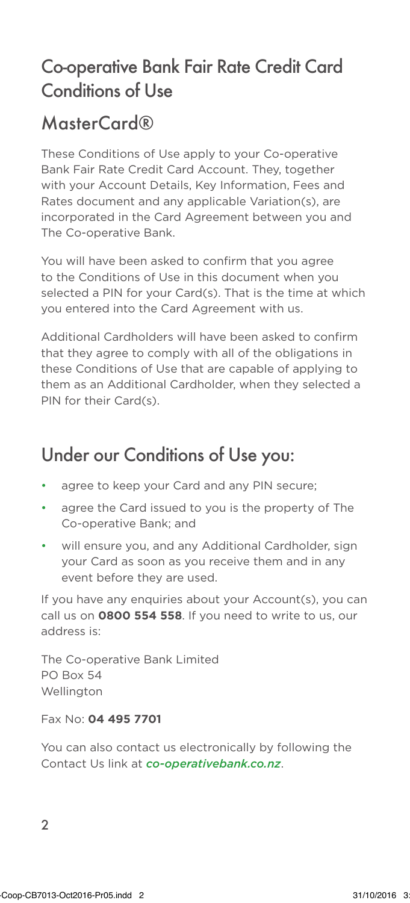# Co-operative Bank Fair Rate Credit Card Conditions of Use

## MasterCard®

These Conditions of Use apply to your Co-operative Bank Fair Rate Credit Card Account. They, together with your Account Details, Key Information, Fees and Rates document and any applicable Variation(s), are incorporated in the Card Agreement between you and The Co-operative Bank.

You will have been asked to confirm that you agree to the Conditions of Use in this document when you selected a PIN for your Card(s). That is the time at which you entered into the Card Agreement with us.

Additional Cardholders will have been asked to confirm that they agree to comply with all of the obligations in these Conditions of Use that are capable of applying to them as an Additional Cardholder, when they selected a PIN for their Card(s).

## Under our Conditions of Use you:

- agree to keep your Card and any PIN secure;
- agree the Card issued to you is the property of The Co-operative Bank; and
- will ensure you, and any Additional Cardholder, sign your Card as soon as you receive them and in any event before they are used.

If you have any enquiries about your Account(s), you can call us on **0800 554 558**. If you need to write to us, our address is:

The Co-operative Bank Limited
PO Box 54
Wellington

Fax No: **04 495 7701**

You can also contact us electronically by following the Contact Us link at *co-operativebank.co.nz*.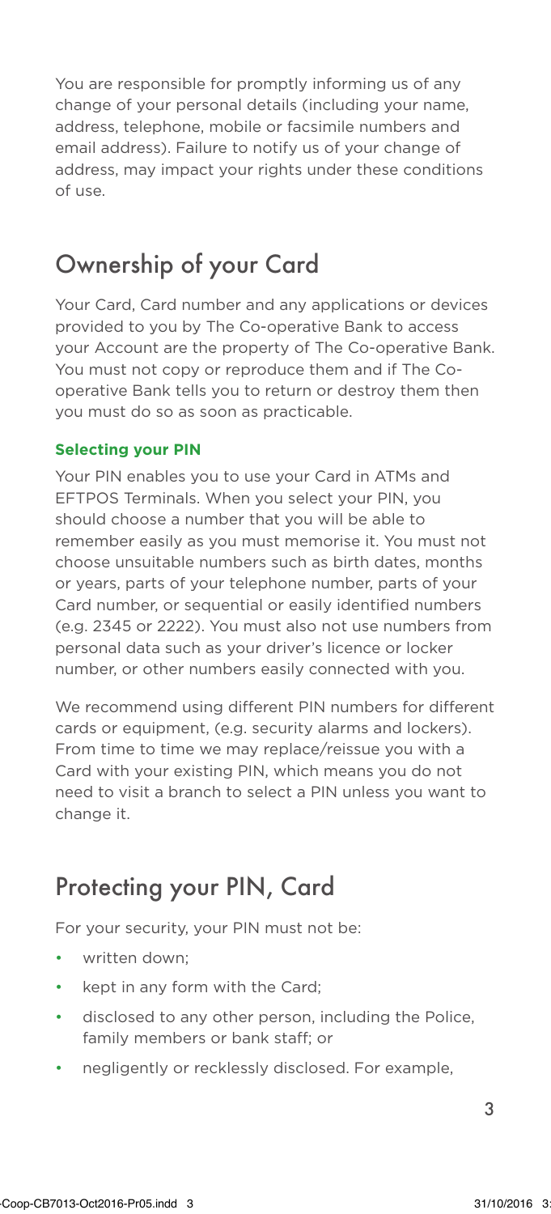You are responsible for promptly informing us of any change of your personal details (including your name, address, telephone, mobile or facsimile numbers and email address). Failure to notify us of your change of address, may impact your rights under these conditions of use.

## Ownership of your Card

Your Card, Card number and any applications or devices provided to you by The Co-operative Bank to access your Account are the property of The Co-operative Bank. You must not copy or reproduce them and if The Co-operative Bank tells you to return or destroy them then you must do so as soon as practicable.

### Selecting your PIN

Your PIN enables you to use your Card in ATMs and EFTPOS Terminals. When you select your PIN, you should choose a number that you will be able to remember easily as you must memorise it. You must not choose unsuitable numbers such as birth dates, months or years, parts of your telephone number, parts of your Card number, or sequential or easily identified numbers (e.g. 2345 or 2222). You must also not use numbers from personal data such as your driver's licence or locker number, or other numbers easily connected with you.

We recommend using different PIN numbers for different cards or equipment, (e.g. security alarms and lockers). From time to time we may replace/reissue you with a Card with your existing PIN, which means you do not need to visit a branch to select a PIN unless you want to change it.

## Protecting your PIN, Card

For your security, your PIN must not be:

- written down;
- kept in any form with the Card;
- disclosed to any other person, including the Police, family members or bank staff; or
- negligently or recklessly disclosed. For example,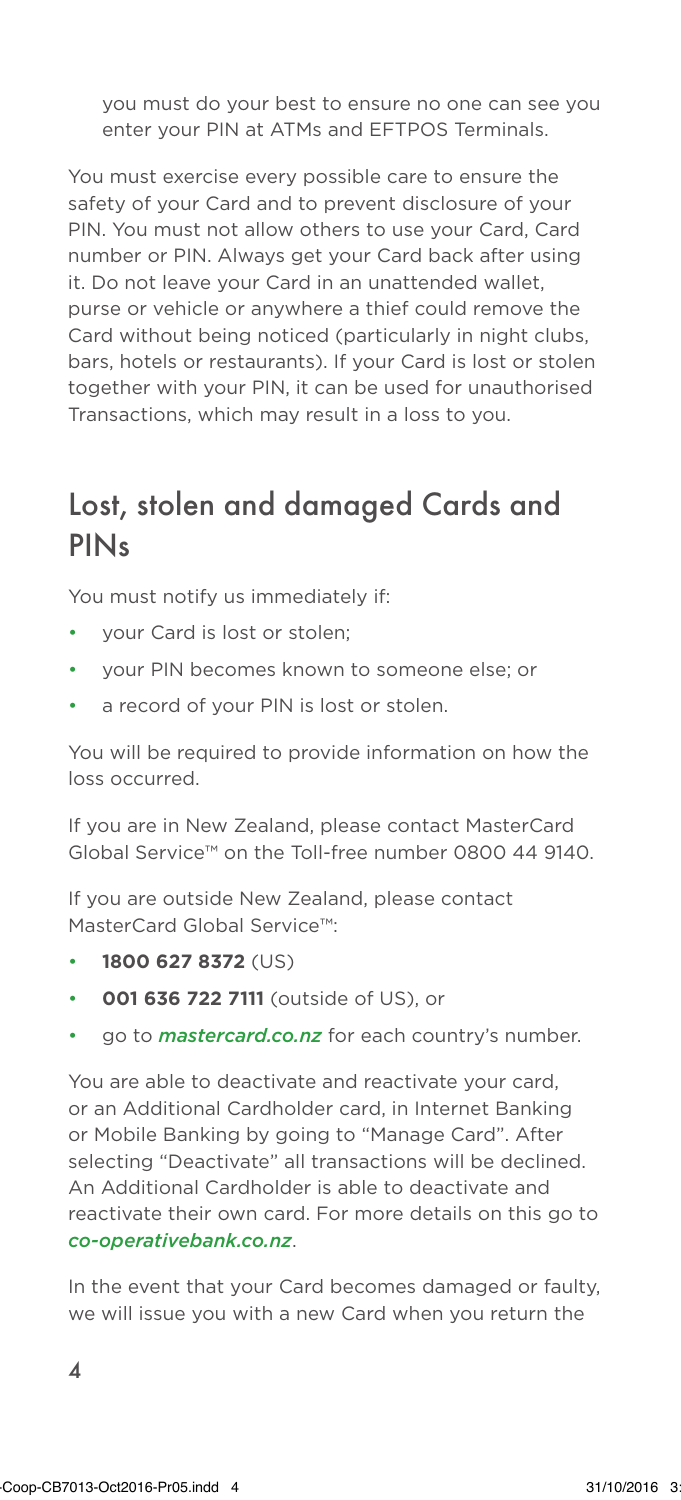you must do your best to ensure no one can see you enter your PIN at ATMs and EFTPOS Terminals.

You must exercise every possible care to ensure the safety of your Card and to prevent disclosure of your PIN. You must not allow others to use your Card, Card number or PIN. Always get your Card back after using it. Do not leave your Card in an unattended wallet, purse or vehicle or anywhere a thief could remove the Card without being noticed (particularly in night clubs, bars, hotels or restaurants). If your Card is lost or stolen together with your PIN, it can be used for unauthorised Transactions, which may result in a loss to you.

## Lost, stolen and damaged Cards and PINs

You must notify us immediately if:

- your Card is lost or stolen;
- your PIN becomes known to someone else; or
- a record of your PIN is lost or stolen.

You will be required to provide information on how the loss occurred.

If you are in New Zealand, please contact MasterCard Global Service™ on the Toll-free number 0800 44 9140.

If you are outside New Zealand, please contact MasterCard Global Service™:

- **1800 627 8372** (US)
- **001 636 722 7111** (outside of US), or
- go to ***mastercard.co.nz*** for each country's number.

You are able to deactivate and reactivate your card, or an Additional Cardholder card, in Internet Banking or Mobile Banking by going to "Manage Card". After selecting "Deactivate" all transactions will be declined. An Additional Cardholder is able to deactivate and reactivate their own card. For more details on this go to *co-operativebank.co.nz*.

In the event that your Card becomes damaged or faulty, we will issue you with a new Card when you return the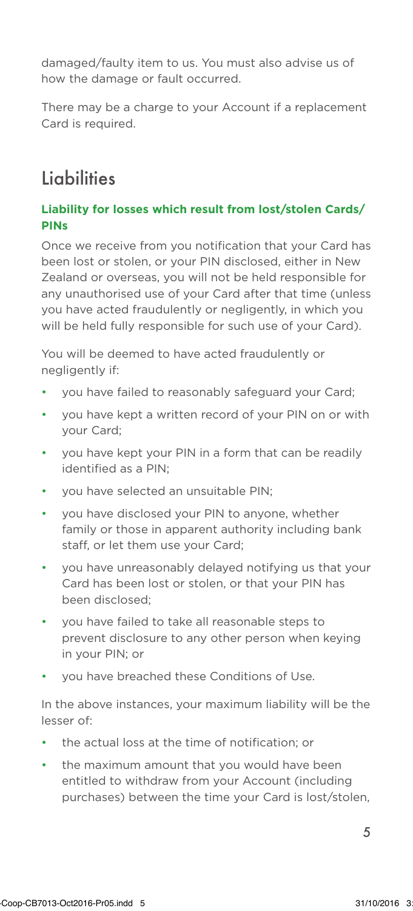damaged/faulty item to us. You must also advise us of how the damage or fault occurred.

There may be a charge to your Account if a replacement Card is required.

# Liabilities

### Liability for losses which result from lost/stolen Cards/ PINs

Once we receive from you notification that your Card has been lost or stolen, or your PIN disclosed, either in New Zealand or overseas, you will not be held responsible for any unauthorised use of your Card after that time (unless you have acted fraudulently or negligently, in which you will be held fully responsible for such use of your Card).

You will be deemed to have acted fraudulently or negligently if:

- you have failed to reasonably safeguard your Card;
- you have kept a written record of your PIN on or with your Card;
- you have kept your PIN in a form that can be readily identified as a PIN;
- you have selected an unsuitable PIN;
- you have disclosed your PIN to anyone, whether family or those in apparent authority including bank staff, or let them use your Card;
- you have unreasonably delayed notifying us that your Card has been lost or stolen, or that your PIN has been disclosed;
- you have failed to take all reasonable steps to prevent disclosure to any other person when keying in your PIN; or
- you have breached these Conditions of Use.

In the above instances, your maximum liability will be the lesser of:

- the actual loss at the time of notification; or
- the maximum amount that you would have been entitled to withdraw from your Account (including purchases) between the time your Card is lost/stolen,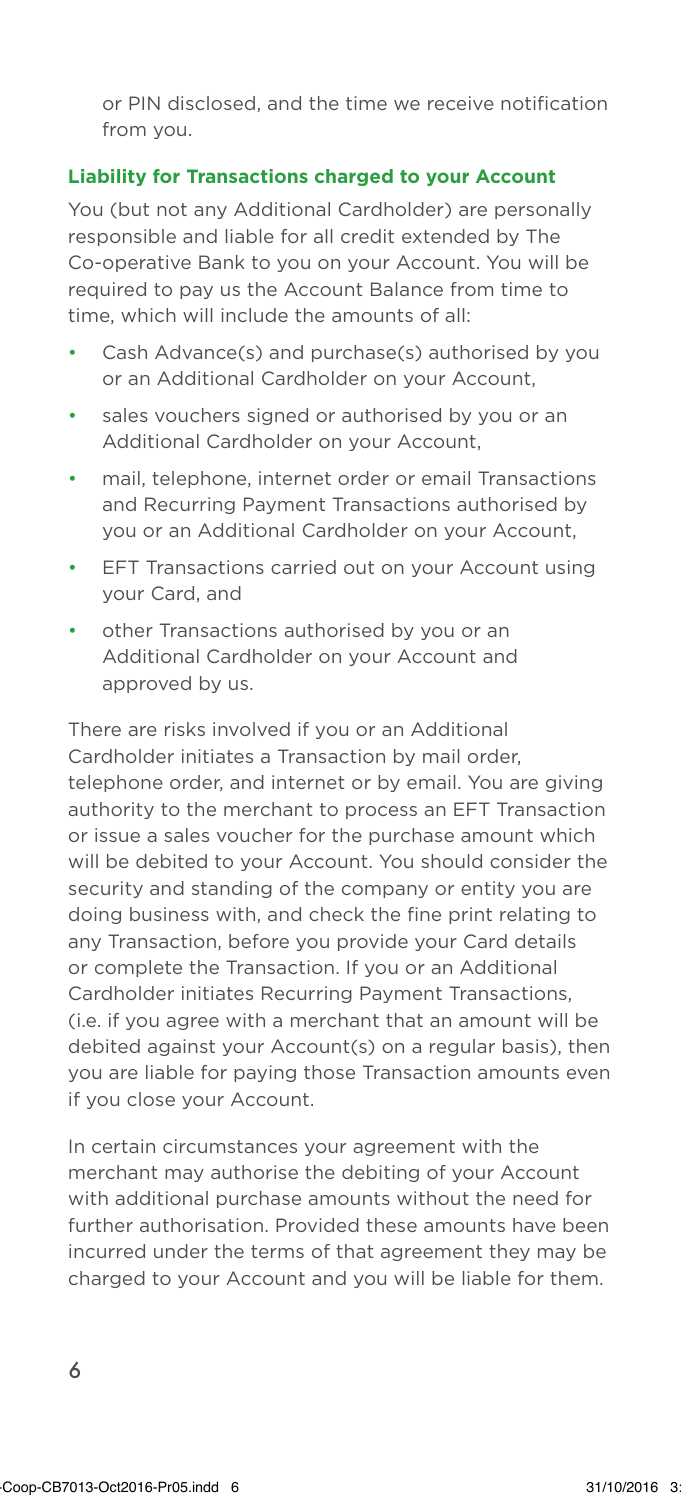or PIN disclosed, and the time we receive notification from you.

### Liability for Transactions charged to your Account

You (but not any Additional Cardholder) are personally responsible and liable for all credit extended by The Co-operative Bank to you on your Account. You will be required to pay us the Account Balance from time to time, which will include the amounts of all:

- Cash Advance(s) and purchase(s) authorised by you or an Additional Cardholder on your Account,
- sales vouchers signed or authorised by you or an Additional Cardholder on your Account,
- mail, telephone, internet order or email Transactions and Recurring Payment Transactions authorised by you or an Additional Cardholder on your Account,
- EFT Transactions carried out on your Account using your Card, and
- other Transactions authorised by you or an Additional Cardholder on your Account and approved by us.

There are risks involved if you or an Additional Cardholder initiates a Transaction by mail order, telephone order, and internet or by email. You are giving authority to the merchant to process an EFT Transaction or issue a sales voucher for the purchase amount which will be debited to your Account. You should consider the security and standing of the company or entity you are doing business with, and check the fine print relating to any Transaction, before you provide your Card details or complete the Transaction. If you or an Additional Cardholder initiates Recurring Payment Transactions, (i.e. if you agree with a merchant that an amount will be debited against your Account(s) on a regular basis), then you are liable for paying those Transaction amounts even if you close your Account.

In certain circumstances your agreement with the merchant may authorise the debiting of your Account with additional purchase amounts without the need for further authorisation. Provided these amounts have been incurred under the terms of that agreement they may be charged to your Account and you will be liable for them.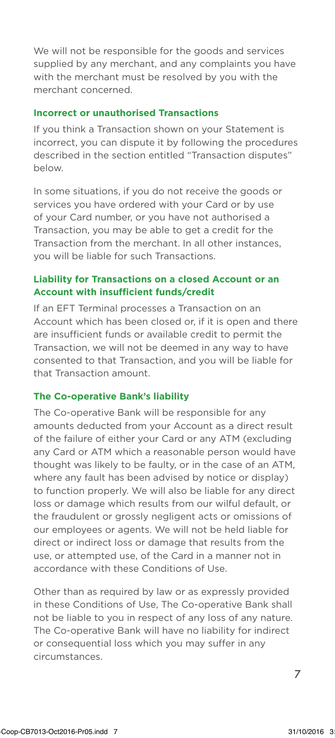We will not be responsible for the goods and services supplied by any merchant, and any complaints you have with the merchant must be resolved by you with the merchant concerned.

### Incorrect or unauthorised Transactions

If you think a Transaction shown on your Statement is incorrect, you can dispute it by following the procedures described in the section entitled "Transaction disputes" below.

In some situations, if you do not receive the goods or services you have ordered with your Card or by use of your Card number, or you have not authorised a Transaction, you may be able to get a credit for the Transaction from the merchant. In all other instances, you will be liable for such Transactions.

### Liability for Transactions on a closed Account or an Account with insufficient funds/credit

If an EFT Terminal processes a Transaction on an Account which has been closed or, if it is open and there are insufficient funds or available credit to permit the Transaction, we will not be deemed in any way to have consented to that Transaction, and you will be liable for that Transaction amount.

### The Co-operative Bank's liability

The Co-operative Bank will be responsible for any amounts deducted from your Account as a direct result of the failure of either your Card or any ATM (excluding any Card or ATM which a reasonable person would have thought was likely to be faulty, or in the case of an ATM, where any fault has been advised by notice or display) to function properly. We will also be liable for any direct loss or damage which results from our wilful default, or the fraudulent or grossly negligent acts or omissions of our employees or agents. We will not be held liable for direct or indirect loss or damage that results from the use, or attempted use, of the Card in a manner not in accordance with these Conditions of Use.

Other than as required by law or as expressly provided in these Conditions of Use, The Co-operative Bank shall not be liable to you in respect of any loss of any nature. The Co-operative Bank will have no liability for indirect or consequential loss which you may suffer in any circumstances.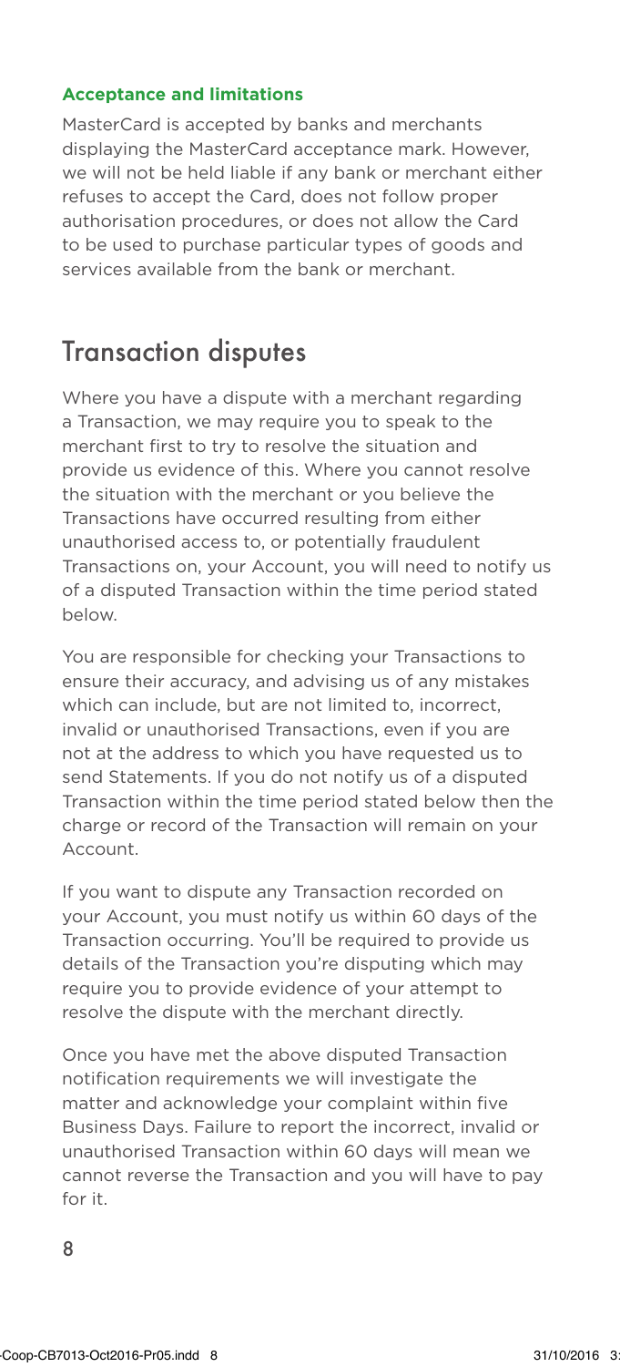### Acceptance and limitations

MasterCard is accepted by banks and merchants displaying the MasterCard acceptance mark. However, we will not be held liable if any bank or merchant either refuses to accept the Card, does not follow proper authorisation procedures, or does not allow the Card to be used to purchase particular types of goods and services available from the bank or merchant.

## Transaction disputes

Where you have a dispute with a merchant regarding a Transaction, we may require you to speak to the merchant first to try to resolve the situation and provide us evidence of this. Where you cannot resolve the situation with the merchant or you believe the Transactions have occurred resulting from either unauthorised access to, or potentially fraudulent Transactions on, your Account, you will need to notify us of a disputed Transaction within the time period stated below.

You are responsible for checking your Transactions to ensure their accuracy, and advising us of any mistakes which can include, but are not limited to, incorrect, invalid or unauthorised Transactions, even if you are not at the address to which you have requested us to send Statements. If you do not notify us of a disputed Transaction within the time period stated below then the charge or record of the Transaction will remain on your Account.

If you want to dispute any Transaction recorded on your Account, you must notify us within 60 days of the Transaction occurring. You'll be required to provide us details of the Transaction you're disputing which may require you to provide evidence of your attempt to resolve the dispute with the merchant directly.

Once you have met the above disputed Transaction notification requirements we will investigate the matter and acknowledge your complaint within five Business Days. Failure to report the incorrect, invalid or unauthorised Transaction within 60 days will mean we cannot reverse the Transaction and you will have to pay for it.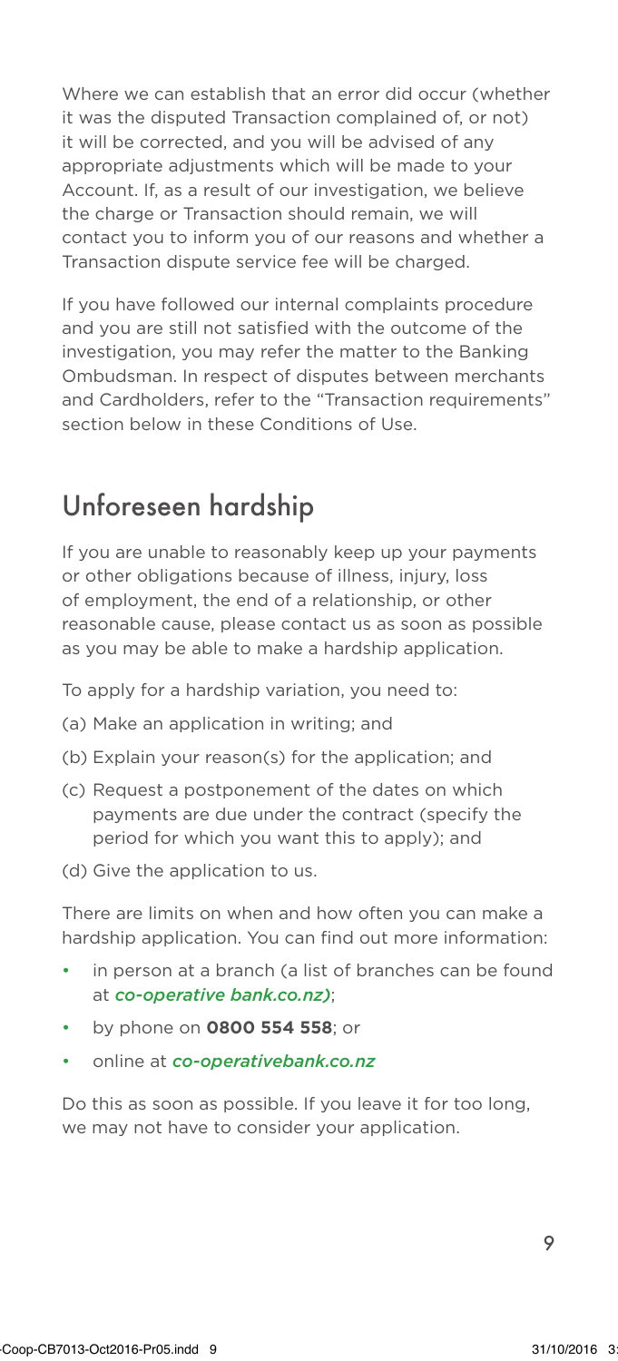Where we can establish that an error did occur (whether it was the disputed Transaction complained of, or not) it will be corrected, and you will be advised of any appropriate adjustments which will be made to your Account. If, as a result of our investigation, we believe the charge or Transaction should remain, we will contact you to inform you of our reasons and whether a Transaction dispute service fee will be charged.

If you have followed our internal complaints procedure and you are still not satisfied with the outcome of the investigation, you may refer the matter to the Banking Ombudsman. In respect of disputes between merchants and Cardholders, refer to the "Transaction requirements" section below in these Conditions of Use.

## Unforeseen hardship

If you are unable to reasonably keep up your payments or other obligations because of illness, injury, loss of employment, the end of a relationship, or other reasonable cause, please contact us as soon as possible as you may be able to make a hardship application.

To apply for a hardship variation, you need to:

(a) Make an application in writing; and

(b) Explain your reason(s) for the application; and

(c) Request a postponement of the dates on which payments are due under the contract (specify the period for which you want this to apply); and

(d) Give the application to us.

There are limits on when and how often you can make a hardship application. You can find out more information:

- in person at a branch (a list of branches can be found at *co-operative bank.co.nz)*;
- by phone on **0800 554 558**; or
- online at *co-operativebank.co.nz*

Do this as soon as possible. If you leave it for too long, we may not have to consider your application.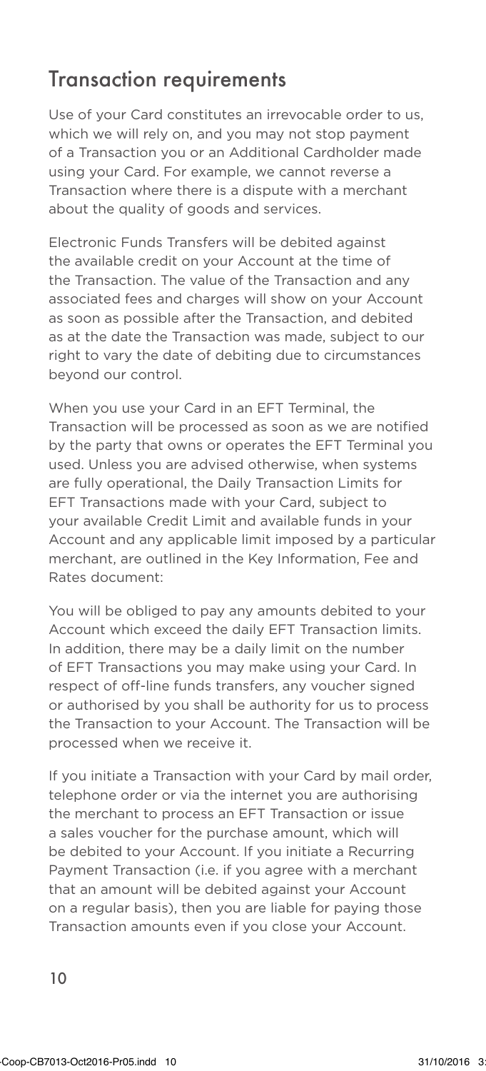## Transaction requirements

Use of your Card constitutes an irrevocable order to us, which we will rely on, and you may not stop payment of a Transaction you or an Additional Cardholder made using your Card. For example, we cannot reverse a Transaction where there is a dispute with a merchant about the quality of goods and services.

Electronic Funds Transfers will be debited against the available credit on your Account at the time of the Transaction. The value of the Transaction and any associated fees and charges will show on your Account as soon as possible after the Transaction, and debited as at the date the Transaction was made, subject to our right to vary the date of debiting due to circumstances beyond our control.

When you use your Card in an EFT Terminal, the Transaction will be processed as soon as we are notified by the party that owns or operates the EFT Terminal you used. Unless you are advised otherwise, when systems are fully operational, the Daily Transaction Limits for EFT Transactions made with your Card, subject to your available Credit Limit and available funds in your Account and any applicable limit imposed by a particular merchant, are outlined in the Key Information, Fee and Rates document:

You will be obliged to pay any amounts debited to your Account which exceed the daily EFT Transaction limits. In addition, there may be a daily limit on the number of EFT Transactions you may make using your Card. In respect of off-line funds transfers, any voucher signed or authorised by you shall be authority for us to process the Transaction to your Account. The Transaction will be processed when we receive it.

If you initiate a Transaction with your Card by mail order, telephone order or via the internet you are authorising the merchant to process an EFT Transaction or issue a sales voucher for the purchase amount, which will be debited to your Account. If you initiate a Recurring Payment Transaction (i.e. if you agree with a merchant that an amount will be debited against your Account on a regular basis), then you are liable for paying those Transaction amounts even if you close your Account.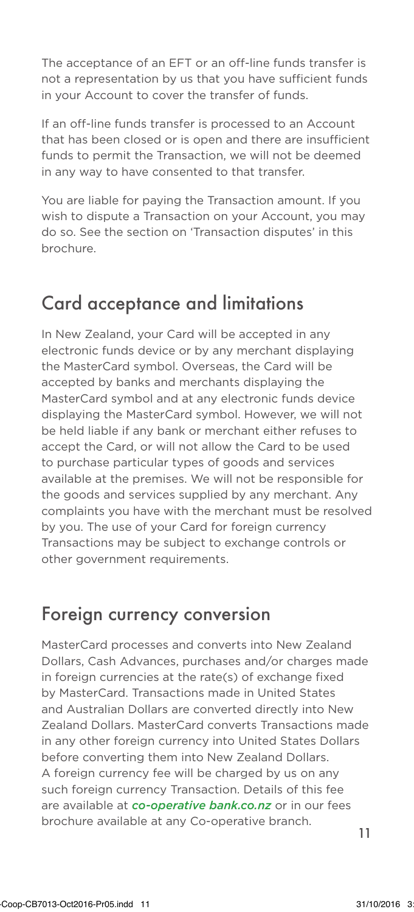The acceptance of an EFT or an off-line funds transfer is not a representation by us that you have sufficient funds in your Account to cover the transfer of funds.

If an off-line funds transfer is processed to an Account that has been closed or is open and there are insufficient funds to permit the Transaction, we will not be deemed in any way to have consented to that transfer.

You are liable for paying the Transaction amount. If you wish to dispute a Transaction on your Account, you may do so. See the section on 'Transaction disputes' in this brochure.

## Card acceptance and limitations

In New Zealand, your Card will be accepted in any electronic funds device or by any merchant displaying the MasterCard symbol. Overseas, the Card will be accepted by banks and merchants displaying the MasterCard symbol and at any electronic funds device displaying the MasterCard symbol. However, we will not be held liable if any bank or merchant either refuses to accept the Card, or will not allow the Card to be used to purchase particular types of goods and services available at the premises. We will not be responsible for the goods and services supplied by any merchant. Any complaints you have with the merchant must be resolved by you. The use of your Card for foreign currency Transactions may be subject to exchange controls or other government requirements.

## Foreign currency conversion

MasterCard processes and converts into New Zealand Dollars, Cash Advances, purchases and/or charges made in foreign currencies at the rate(s) of exchange fixed by MasterCard. Transactions made in United States and Australian Dollars are converted directly into New Zealand Dollars. MasterCard converts Transactions made in any other foreign currency into United States Dollars before converting them into New Zealand Dollars. A foreign currency fee will be charged by us on any such foreign currency Transaction. Details of this fee are available at ***co-operative bank.co.nz*** or in our fees brochure available at any Co-operative branch.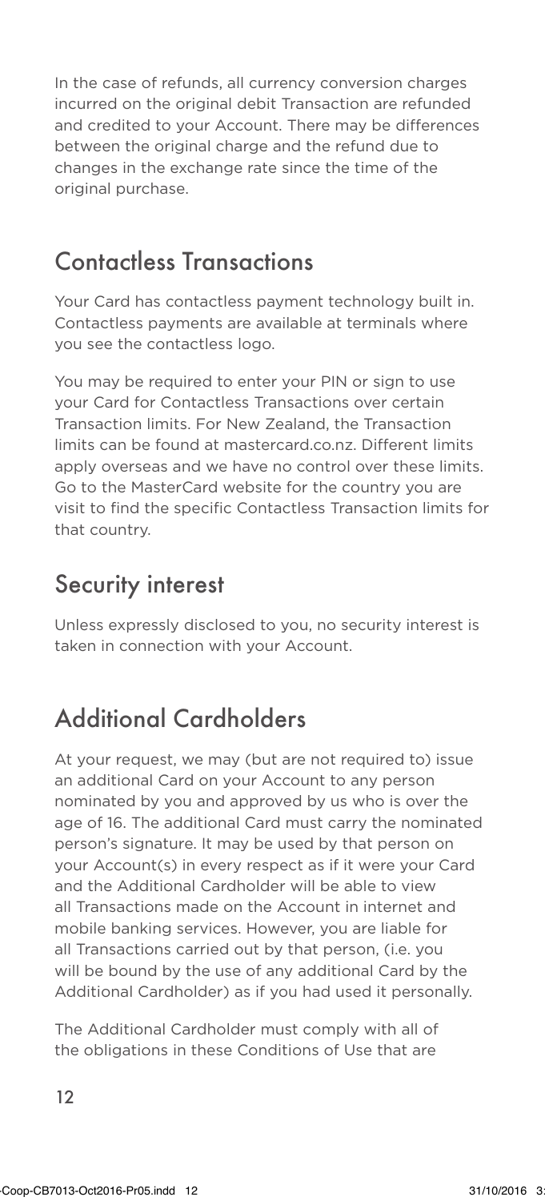In the case of refunds, all currency conversion charges incurred on the original debit Transaction are refunded and credited to your Account. There may be differences between the original charge and the refund due to changes in the exchange rate since the time of the original purchase.

## Contactless Transactions

Your Card has contactless payment technology built in. Contactless payments are available at terminals where you see the contactless logo.

You may be required to enter your PIN or sign to use your Card for Contactless Transactions over certain Transaction limits. For New Zealand, the Transaction limits can be found at mastercard.co.nz. Different limits apply overseas and we have no control over these limits. Go to the MasterCard website for the country you are visit to find the specific Contactless Transaction limits for that country.

## Security interest

Unless expressly disclosed to you, no security interest is taken in connection with your Account.

## Additional Cardholders

At your request, we may (but are not required to) issue an additional Card on your Account to any person nominated by you and approved by us who is over the age of 16. The additional Card must carry the nominated person's signature. It may be used by that person on your Account(s) in every respect as if it were your Card and the Additional Cardholder will be able to view all Transactions made on the Account in internet and mobile banking services. However, you are liable for all Transactions carried out by that person, (i.e. you will be bound by the use of any additional Card by the Additional Cardholder) as if you had used it personally.

The Additional Cardholder must comply with all of the obligations in these Conditions of Use that are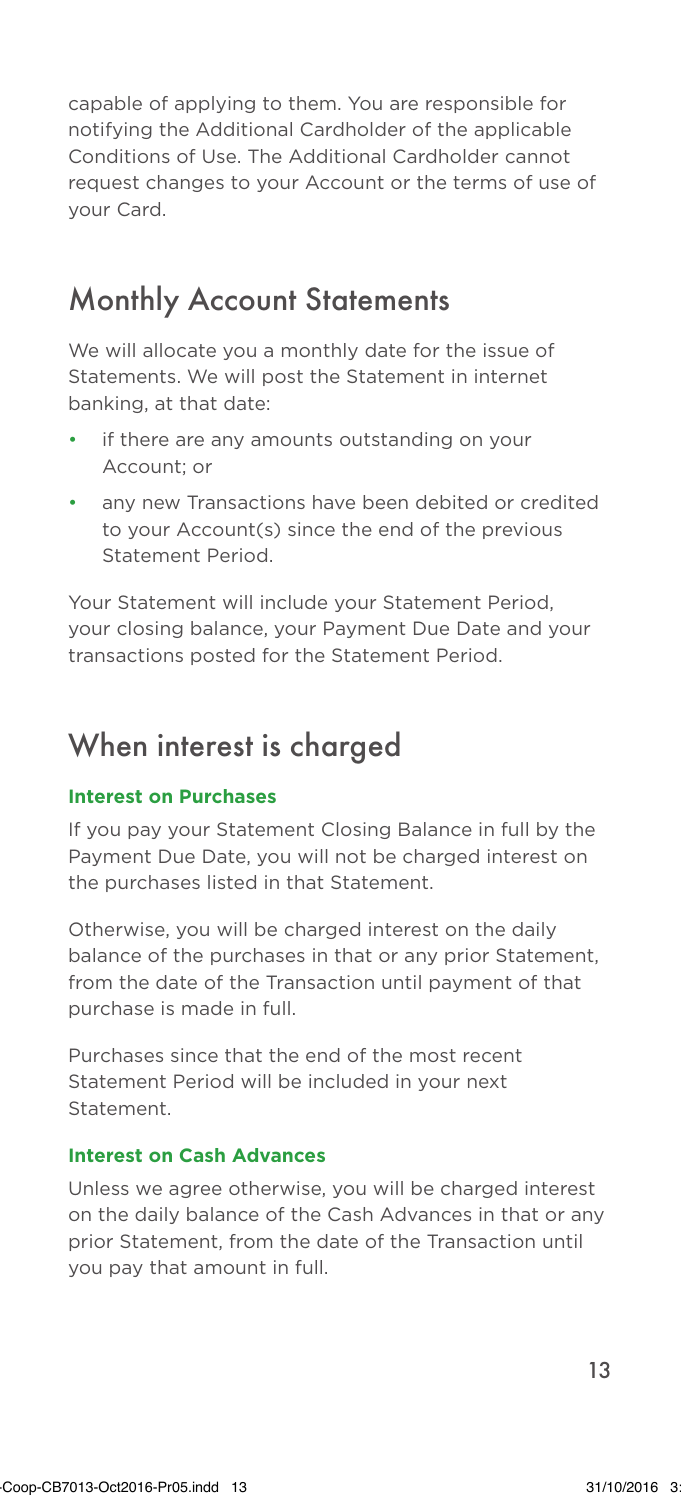capable of applying to them. You are responsible for notifying the Additional Cardholder of the applicable Conditions of Use. The Additional Cardholder cannot request changes to your Account or the terms of use of your Card.

## Monthly Account Statements

We will allocate you a monthly date for the issue of Statements. We will post the Statement in internet banking, at that date:

- if there are any amounts outstanding on your Account; or
- any new Transactions have been debited or credited to your Account(s) since the end of the previous Statement Period.

Your Statement will include your Statement Period, your closing balance, your Payment Due Date and your transactions posted for the Statement Period.

## When interest is charged

### Interest on Purchases

If you pay your Statement Closing Balance in full by the Payment Due Date, you will not be charged interest on the purchases listed in that Statement.

Otherwise, you will be charged interest on the daily balance of the purchases in that or any prior Statement, from the date of the Transaction until payment of that purchase is made in full.

Purchases since that the end of the most recent Statement Period will be included in your next Statement.

### Interest on Cash Advances

Unless we agree otherwise, you will be charged interest on the daily balance of the Cash Advances in that or any prior Statement, from the date of the Transaction until you pay that amount in full.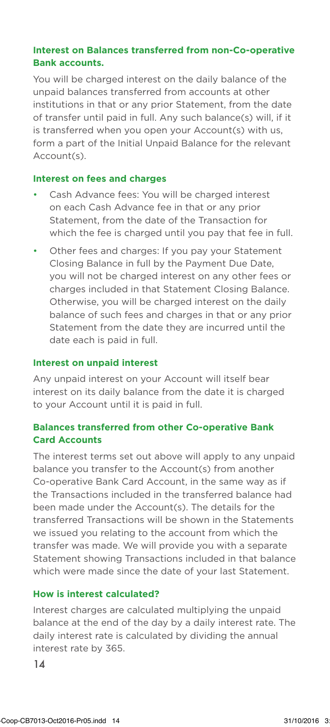### Interest on Balances transferred from non-Co-operative Bank accounts.

You will be charged interest on the daily balance of the unpaid balances transferred from accounts at other institutions in that or any prior Statement, from the date of transfer until paid in full. Any such balance(s) will, if it is transferred when you open your Account(s) with us, form a part of the Initial Unpaid Balance for the relevant Account(s).

### Interest on fees and charges

- Cash Advance fees: You will be charged interest on each Cash Advance fee in that or any prior Statement, from the date of the Transaction for which the fee is charged until you pay that fee in full.
- Other fees and charges: If you pay your Statement Closing Balance in full by the Payment Due Date, you will not be charged interest on any other fees or charges included in that Statement Closing Balance. Otherwise, you will be charged interest on the daily balance of such fees and charges in that or any prior Statement from the date they are incurred until the date each is paid in full.

### Interest on unpaid interest

Any unpaid interest on your Account will itself bear interest on its daily balance from the date it is charged to your Account until it is paid in full.

### Balances transferred from other Co-operative Bank Card Accounts

The interest terms set out above will apply to any unpaid balance you transfer to the Account(s) from another Co-operative Bank Card Account, in the same way as if the Transactions included in the transferred balance had been made under the Account(s). The details for the transferred Transactions will be shown in the Statements we issued you relating to the account from which the transfer was made. We will provide you with a separate Statement showing Transactions included in that balance which were made since the date of your last Statement.

### How is interest calculated?

Interest charges are calculated multiplying the unpaid balance at the end of the day by a daily interest rate. The daily interest rate is calculated by dividing the annual interest rate by 365.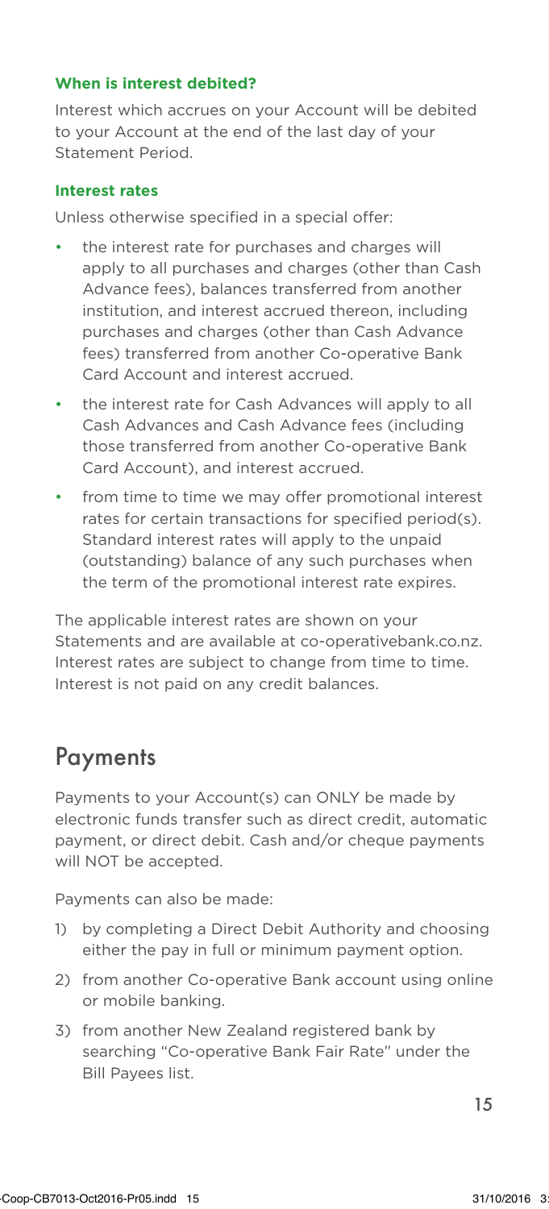### When is interest debited?

Interest which accrues on your Account will be debited to your Account at the end of the last day of your Statement Period.

### Interest rates

Unless otherwise specified in a special offer:

- the interest rate for purchases and charges will apply to all purchases and charges (other than Cash Advance fees), balances transferred from another institution, and interest accrued thereon, including purchases and charges (other than Cash Advance fees) transferred from another Co-operative Bank Card Account and interest accrued.
- the interest rate for Cash Advances will apply to all Cash Advances and Cash Advance fees (including those transferred from another Co-operative Bank Card Account), and interest accrued.
- from time to time we may offer promotional interest rates for certain transactions for specified period(s). Standard interest rates will apply to the unpaid (outstanding) balance of any such purchases when the term of the promotional interest rate expires.

The applicable interest rates are shown on your Statements and are available at co-operativebank.co.nz. Interest rates are subject to change from time to time. Interest is not paid on any credit balances.

## Payments

Payments to your Account(s) can ONLY be made by electronic funds transfer such as direct credit, automatic payment, or direct debit. Cash and/or cheque payments will NOT be accepted.

Payments can also be made:

1) by completing a Direct Debit Authority and choosing either the pay in full or minimum payment option.
2) from another Co-operative Bank account using online or mobile banking.
3) from another New Zealand registered bank by searching "Co-operative Bank Fair Rate" under the Bill Payees list.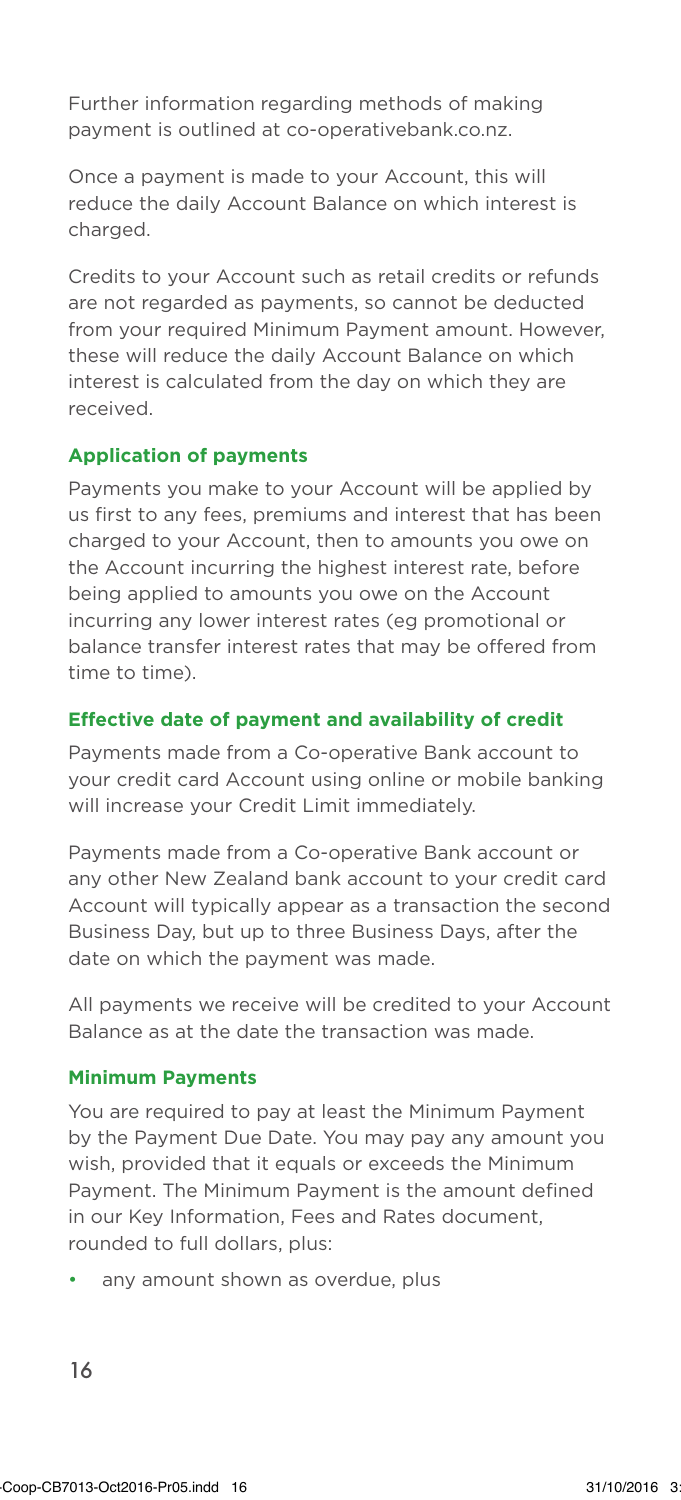Further information regarding methods of making payment is outlined at co-operativebank.co.nz.

Once a payment is made to your Account, this will reduce the daily Account Balance on which interest is charged.

Credits to your Account such as retail credits or refunds are not regarded as payments, so cannot be deducted from your required Minimum Payment amount. However, these will reduce the daily Account Balance on which interest is calculated from the day on which they are received.

### Application of payments

Payments you make to your Account will be applied by us first to any fees, premiums and interest that has been charged to your Account, then to amounts you owe on the Account incurring the highest interest rate, before being applied to amounts you owe on the Account incurring any lower interest rates (eg promotional or balance transfer interest rates that may be offered from time to time).

### Effective date of payment and availability of credit

Payments made from a Co-operative Bank account to your credit card Account using online or mobile banking will increase your Credit Limit immediately.

Payments made from a Co-operative Bank account or any other New Zealand bank account to your credit card Account will typically appear as a transaction the second Business Day, but up to three Business Days, after the date on which the payment was made.

All payments we receive will be credited to your Account Balance as at the date the transaction was made.

### Minimum Payments

You are required to pay at least the Minimum Payment by the Payment Due Date. You may pay any amount you wish, provided that it equals or exceeds the Minimum Payment. The Minimum Payment is the amount defined in our Key Information, Fees and Rates document, rounded to full dollars, plus:

- any amount shown as overdue, plus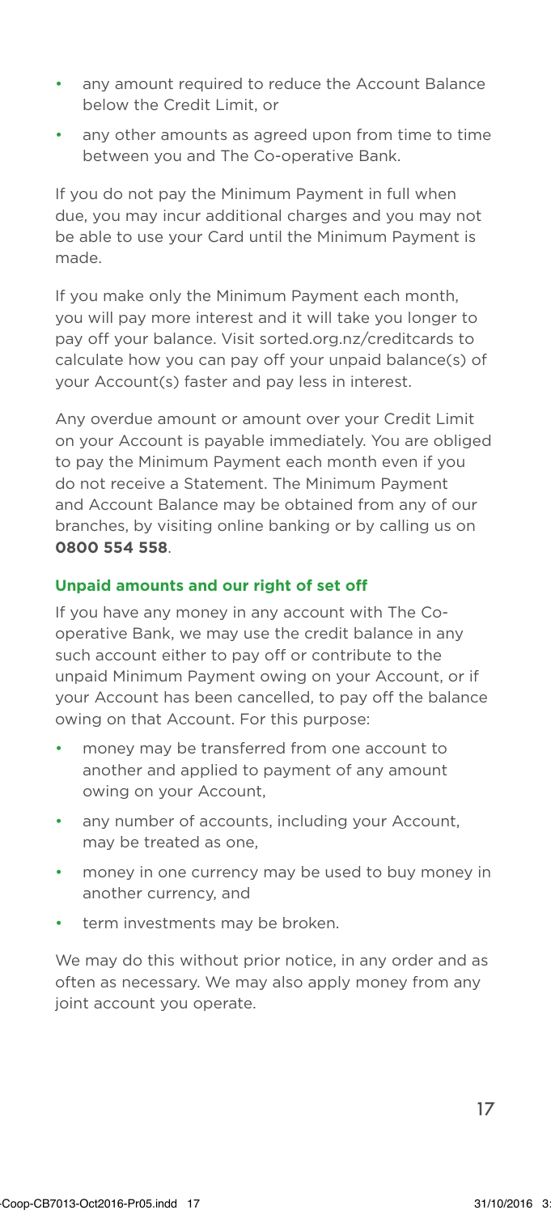- any amount required to reduce the Account Balance below the Credit Limit, or
- any other amounts as agreed upon from time to time between you and The Co-operative Bank.

If you do not pay the Minimum Payment in full when due, you may incur additional charges and you may not be able to use your Card until the Minimum Payment is made.

If you make only the Minimum Payment each month, you will pay more interest and it will take you longer to pay off your balance. Visit sorted.org.nz/creditcards to calculate how you can pay off your unpaid balance(s) of your Account(s) faster and pay less in interest.

Any overdue amount or amount over your Credit Limit on your Account is payable immediately. You are obliged to pay the Minimum Payment each month even if you do not receive a Statement. The Minimum Payment and Account Balance may be obtained from any of our branches, by visiting online banking or by calling us on **0800 554 558**.

### Unpaid amounts and our right of set off

If you have any money in any account with The Co-operative Bank, we may use the credit balance in any such account either to pay off or contribute to the unpaid Minimum Payment owing on your Account, or if your Account has been cancelled, to pay off the balance owing on that Account. For this purpose:

- money may be transferred from one account to another and applied to payment of any amount owing on your Account,
- any number of accounts, including your Account, may be treated as one,
- money in one currency may be used to buy money in another currency, and
- term investments may be broken.

We may do this without prior notice, in any order and as often as necessary. We may also apply money from any joint account you operate.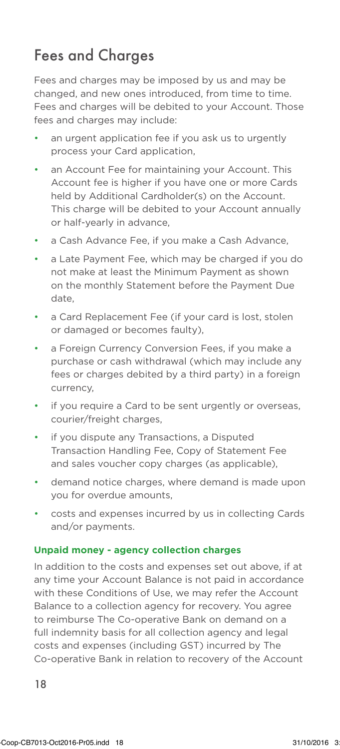## Fees and Charges

Fees and charges may be imposed by us and may be changed, and new ones introduced, from time to time. Fees and charges will be debited to your Account. Those fees and charges may include:

- an urgent application fee if you ask us to urgently process your Card application,
- an Account Fee for maintaining your Account. This Account fee is higher if you have one or more Cards held by Additional Cardholder(s) on the Account. This charge will be debited to your Account annually or half-yearly in advance,
- a Cash Advance Fee, if you make a Cash Advance,
- a Late Payment Fee, which may be charged if you do not make at least the Minimum Payment as shown on the monthly Statement before the Payment Due date,
- a Card Replacement Fee (if your card is lost, stolen or damaged or becomes faulty),
- a Foreign Currency Conversion Fees, if you make a purchase or cash withdrawal (which may include any fees or charges debited by a third party) in a foreign currency,
- if you require a Card to be sent urgently or overseas, courier/freight charges,
- if you dispute any Transactions, a Disputed Transaction Handling Fee, Copy of Statement Fee and sales voucher copy charges (as applicable),
- demand notice charges, where demand is made upon you for overdue amounts,
- costs and expenses incurred by us in collecting Cards and/or payments.

**Unpaid money - agency collection charges**

In addition to the costs and expenses set out above, if at any time your Account Balance is not paid in accordance with these Conditions of Use, we may refer the Account Balance to a collection agency for recovery. You agree to reimburse The Co-operative Bank on demand on a full indemnity basis for all collection agency and legal costs and expenses (including GST) incurred by The Co-operative Bank in relation to recovery of the Account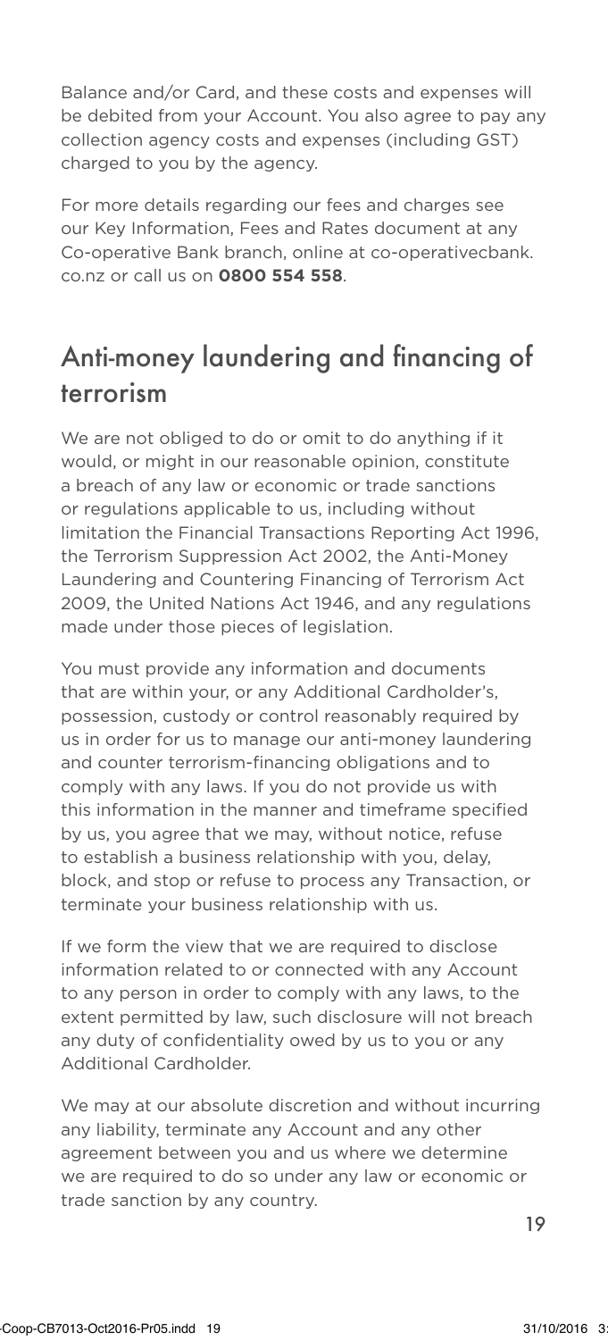Balance and/or Card, and these costs and expenses will be debited from your Account. You also agree to pay any collection agency costs and expenses (including GST) charged to you by the agency.

For more details regarding our fees and charges see our Key Information, Fees and Rates document at any Co-operative Bank branch, online at co-operativecbank.co.nz or call us on **0800 554 558**.

## Anti-money laundering and financing of terrorism

We are not obliged to do or omit to do anything if it would, or might in our reasonable opinion, constitute a breach of any law or economic or trade sanctions or regulations applicable to us, including without limitation the Financial Transactions Reporting Act 1996, the Terrorism Suppression Act 2002, the Anti-Money Laundering and Countering Financing of Terrorism Act 2009, the United Nations Act 1946, and any regulations made under those pieces of legislation.

You must provide any information and documents that are within your, or any Additional Cardholder's, possession, custody or control reasonably required by us in order for us to manage our anti-money laundering and counter terrorism-financing obligations and to comply with any laws. If you do not provide us with this information in the manner and timeframe specified by us, you agree that we may, without notice, refuse to establish a business relationship with you, delay, block, and stop or refuse to process any Transaction, or terminate your business relationship with us.

If we form the view that we are required to disclose information related to or connected with any Account to any person in order to comply with any laws, to the extent permitted by law, such disclosure will not breach any duty of confidentiality owed by us to you or any Additional Cardholder.

We may at our absolute discretion and without incurring any liability, terminate any Account and any other agreement between you and us where we determine we are required to do so under any law or economic or trade sanction by any country.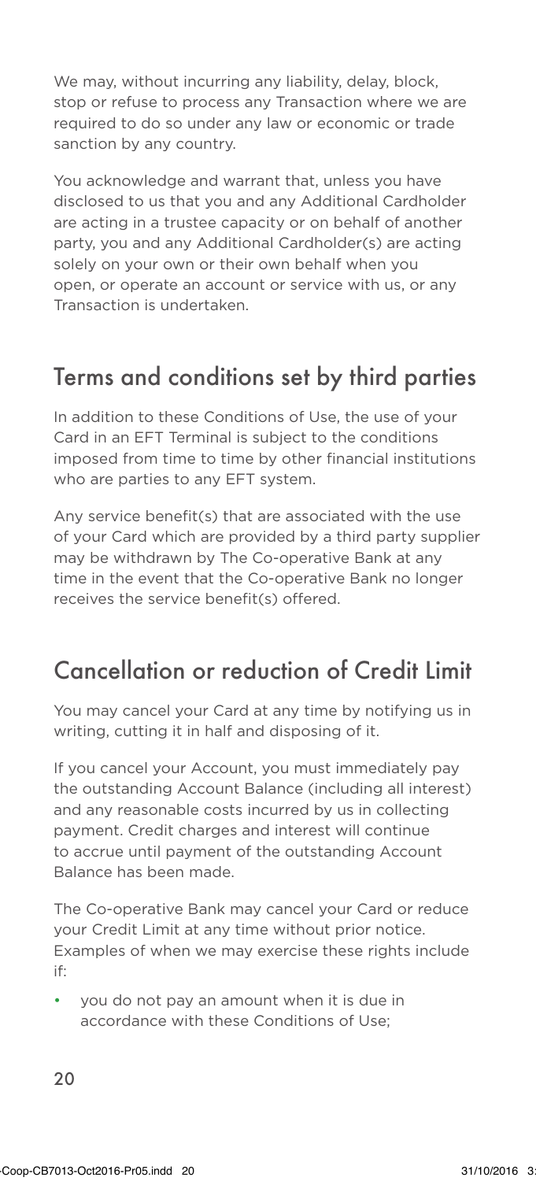We may, without incurring any liability, delay, block, stop or refuse to process any Transaction where we are required to do so under any law or economic or trade sanction by any country.

You acknowledge and warrant that, unless you have disclosed to us that you and any Additional Cardholder are acting in a trustee capacity or on behalf of another party, you and any Additional Cardholder(s) are acting solely on your own or their own behalf when you open, or operate an account or service with us, or any Transaction is undertaken.

## Terms and conditions set by third parties

In addition to these Conditions of Use, the use of your Card in an EFT Terminal is subject to the conditions imposed from time to time by other financial institutions who are parties to any EFT system.

Any service benefit(s) that are associated with the use of your Card which are provided by a third party supplier may be withdrawn by The Co-operative Bank at any time in the event that the Co-operative Bank no longer receives the service benefit(s) offered.

## Cancellation or reduction of Credit Limit

You may cancel your Card at any time by notifying us in writing, cutting it in half and disposing of it.

If you cancel your Account, you must immediately pay the outstanding Account Balance (including all interest) and any reasonable costs incurred by us in collecting payment. Credit charges and interest will continue to accrue until payment of the outstanding Account Balance has been made.

The Co-operative Bank may cancel your Card or reduce your Credit Limit at any time without prior notice. Examples of when we may exercise these rights include if:

- you do not pay an amount when it is due in accordance with these Conditions of Use;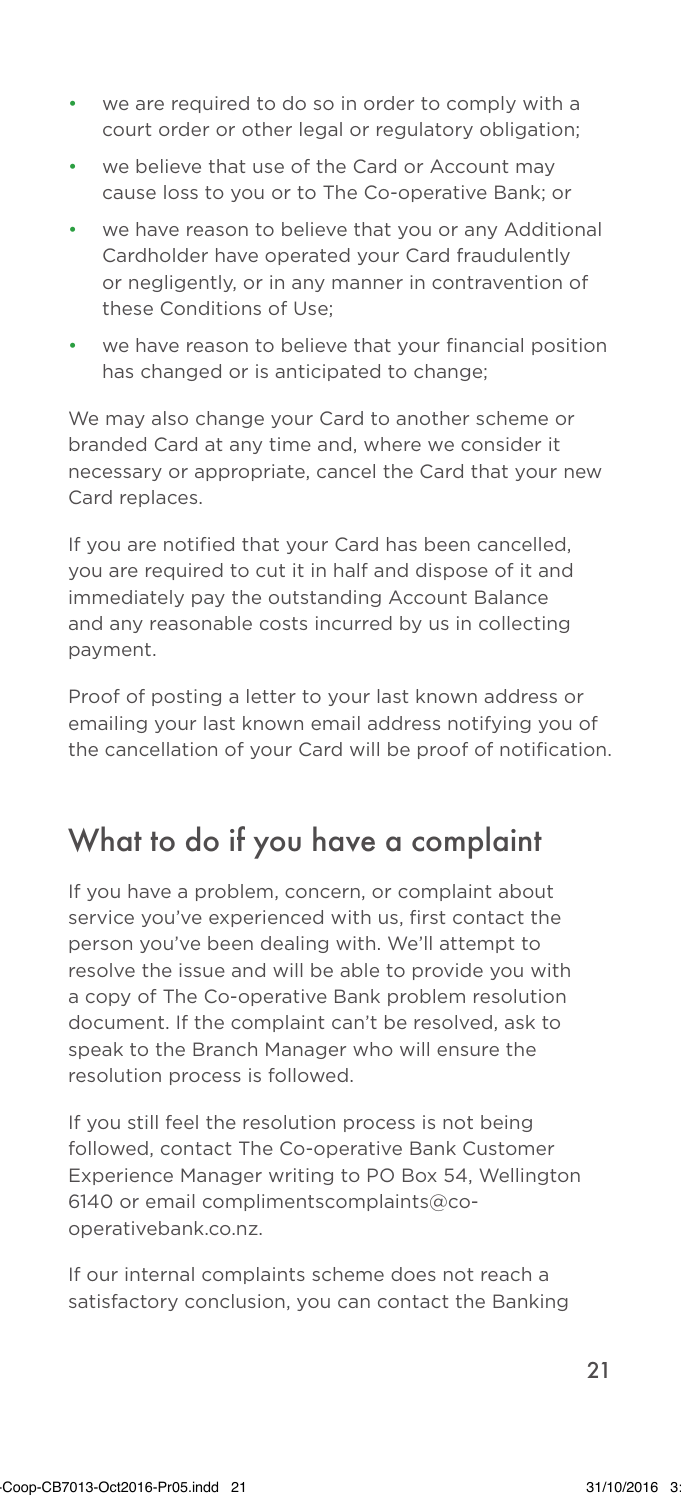- we are required to do so in order to comply with a court order or other legal or regulatory obligation;
- we believe that use of the Card or Account may cause loss to you or to The Co-operative Bank; or
- we have reason to believe that you or any Additional Cardholder have operated your Card fraudulently or negligently, or in any manner in contravention of these Conditions of Use;
- we have reason to believe that your financial position has changed or is anticipated to change;

We may also change your Card to another scheme or branded Card at any time and, where we consider it necessary or appropriate, cancel the Card that your new Card replaces.

If you are notified that your Card has been cancelled, you are required to cut it in half and dispose of it and immediately pay the outstanding Account Balance and any reasonable costs incurred by us in collecting payment.

Proof of posting a letter to your last known address or emailing your last known email address notifying you of the cancellation of your Card will be proof of notification.

## What to do if you have a complaint

If you have a problem, concern, or complaint about service you've experienced with us, first contact the person you've been dealing with. We'll attempt to resolve the issue and will be able to provide you with a copy of The Co-operative Bank problem resolution document. If the complaint can't be resolved, ask to speak to the Branch Manager who will ensure the resolution process is followed.

If you still feel the resolution process is not being followed, contact The Co-operative Bank Customer Experience Manager writing to PO Box 54, Wellington 6140 or email complimentscomplaints@co-operativebank.co.nz.

If our internal complaints scheme does not reach a satisfactory conclusion, you can contact the Banking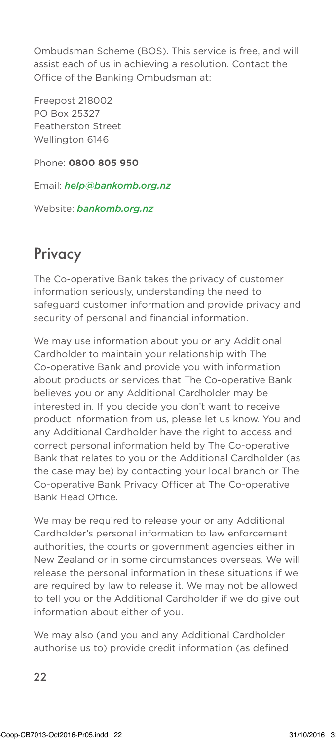Ombudsman Scheme (BOS). This service is free, and will assist each of us in achieving a resolution. Contact the Office of the Banking Ombudsman at:

Freepost 218002
PO Box 25327
Featherston Street
Wellington 6146

Phone: **0800 805 950**

Email: ***help@bankomb.org.nz***

Website: ***bankomb.org.nz***

## Privacy

The Co-operative Bank takes the privacy of customer information seriously, understanding the need to safeguard customer information and provide privacy and security of personal and financial information.

We may use information about you or any Additional Cardholder to maintain your relationship with The Co-operative Bank and provide you with information about products or services that The Co-operative Bank believes you or any Additional Cardholder may be interested in. If you decide you don't want to receive product information from us, please let us know. You and any Additional Cardholder have the right to access and correct personal information held by The Co-operative Bank that relates to you or the Additional Cardholder (as the case may be) by contacting your local branch or The Co-operative Bank Privacy Officer at The Co-operative Bank Head Office.

We may be required to release your or any Additional Cardholder's personal information to law enforcement authorities, the courts or government agencies either in New Zealand or in some circumstances overseas. We will release the personal information in these situations if we are required by law to release it. We may not be allowed to tell you or the Additional Cardholder if we do give out information about either of you.

We may also (and you and any Additional Cardholder authorise us to) provide credit information (as defined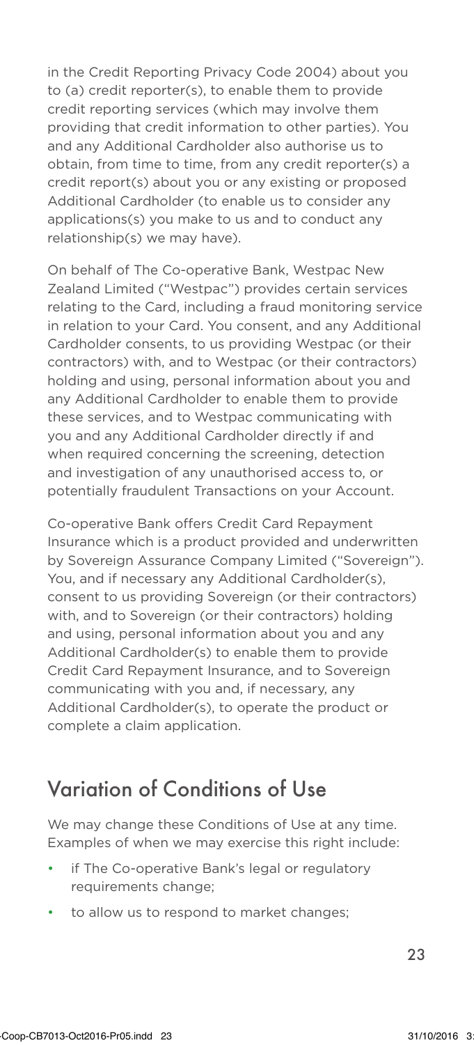in the Credit Reporting Privacy Code 2004) about you to (a) credit reporter(s), to enable them to provide credit reporting services (which may involve them providing that credit information to other parties). You and any Additional Cardholder also authorise us to obtain, from time to time, from any credit reporter(s) a credit report(s) about you or any existing or proposed Additional Cardholder (to enable us to consider any applications(s) you make to us and to conduct any relationship(s) we may have).

On behalf of The Co-operative Bank, Westpac New Zealand Limited ("Westpac") provides certain services relating to the Card, including a fraud monitoring service in relation to your Card. You consent, and any Additional Cardholder consents, to us providing Westpac (or their contractors) with, and to Westpac (or their contractors) holding and using, personal information about you and any Additional Cardholder to enable them to provide these services, and to Westpac communicating with you and any Additional Cardholder directly if and when required concerning the screening, detection and investigation of any unauthorised access to, or potentially fraudulent Transactions on your Account.

Co-operative Bank offers Credit Card Repayment Insurance which is a product provided and underwritten by Sovereign Assurance Company Limited ("Sovereign"). You, and if necessary any Additional Cardholder(s), consent to us providing Sovereign (or their contractors) with, and to Sovereign (or their contractors) holding and using, personal information about you and any Additional Cardholder(s) to enable them to provide Credit Card Repayment Insurance, and to Sovereign communicating with you and, if necessary, any Additional Cardholder(s), to operate the product or complete a claim application.

## Variation of Conditions of Use

We may change these Conditions of Use at any time. Examples of when we may exercise this right include:

- if The Co-operative Bank's legal or regulatory requirements change;
- to allow us to respond to market changes;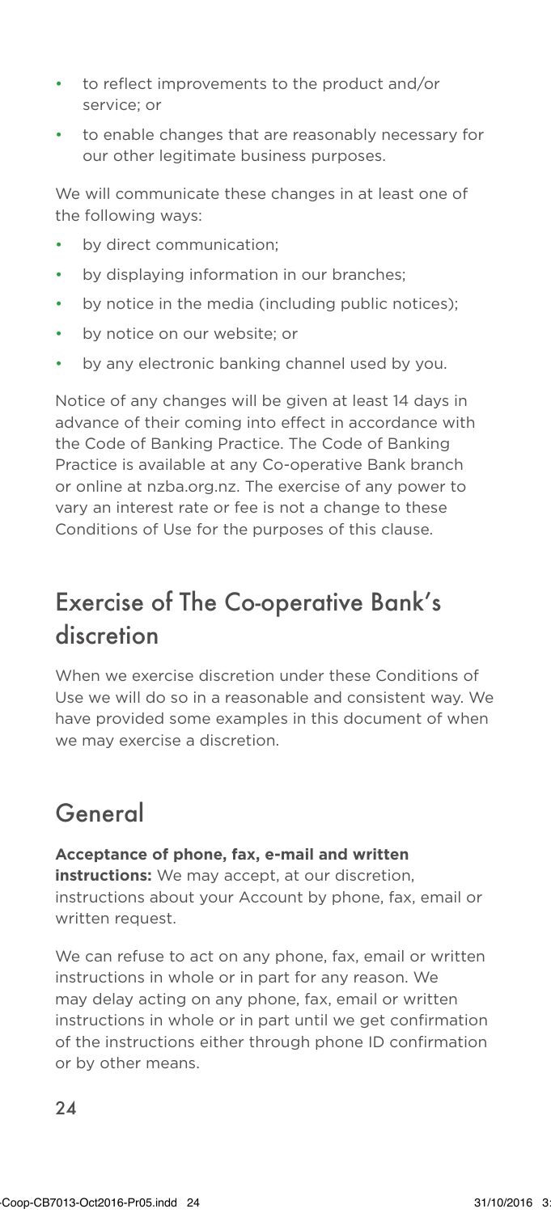- to reflect improvements to the product and/or service; or
- to enable changes that are reasonably necessary for our other legitimate business purposes.

We will communicate these changes in at least one of the following ways:

- by direct communication;
- by displaying information in our branches;
- by notice in the media (including public notices);
- by notice on our website; or
- by any electronic banking channel used by you.

Notice of any changes will be given at least 14 days in advance of their coming into effect in accordance with the Code of Banking Practice. The Code of Banking Practice is available at any Co-operative Bank branch or online at nzba.org.nz. The exercise of any power to vary an interest rate or fee is not a change to these Conditions of Use for the purposes of this clause.

## Exercise of The Co-operative Bank's discretion

When we exercise discretion under these Conditions of Use we will do so in a reasonable and consistent way. We have provided some examples in this document of when we may exercise a discretion.

## General

**Acceptance of phone, fax, e-mail and written instructions:** We may accept, at our discretion, instructions about your Account by phone, fax, email or written request.

We can refuse to act on any phone, fax, email or written instructions in whole or in part for any reason. We may delay acting on any phone, fax, email or written instructions in whole or in part until we get confirmation of the instructions either through phone ID confirmation or by other means.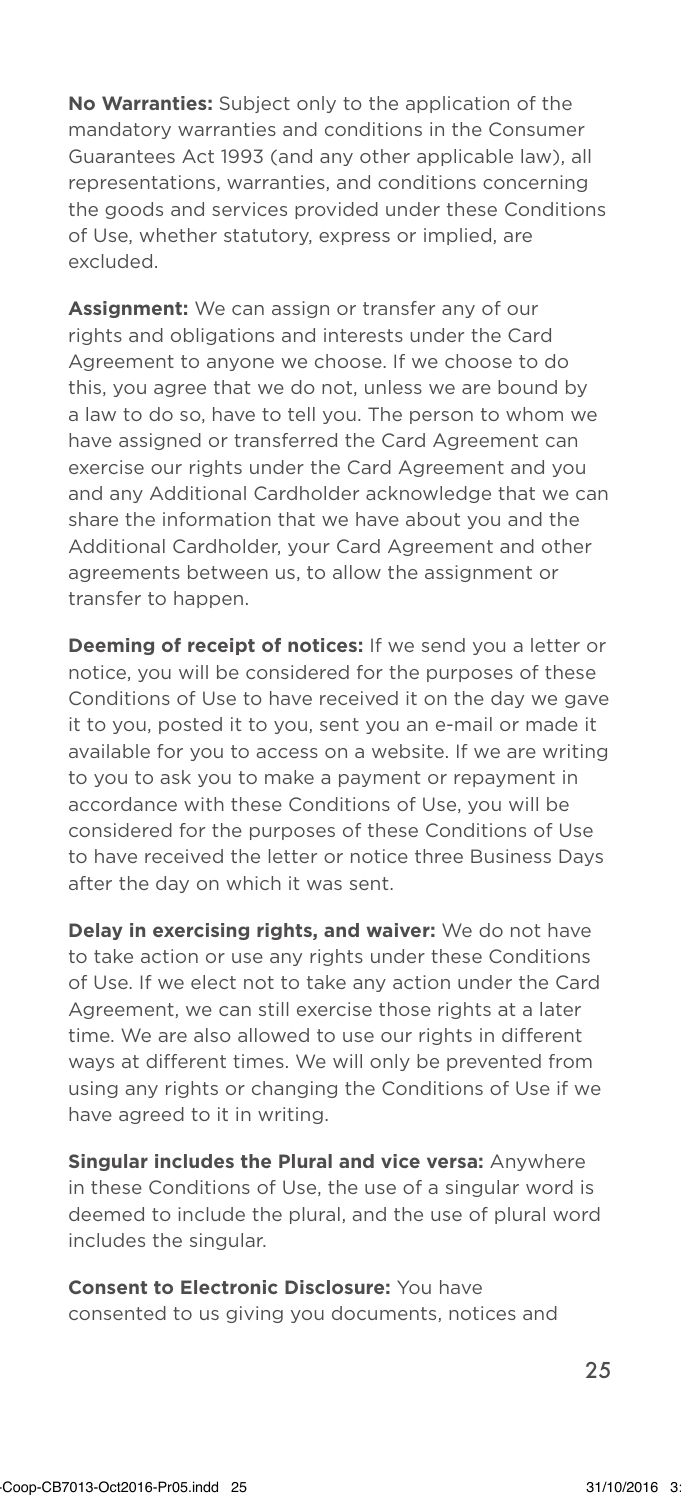**No Warranties:** Subject only to the application of the mandatory warranties and conditions in the Consumer Guarantees Act 1993 (and any other applicable law), all representations, warranties, and conditions concerning the goods and services provided under these Conditions of Use, whether statutory, express or implied, are excluded.

**Assignment:** We can assign or transfer any of our rights and obligations and interests under the Card Agreement to anyone we choose. If we choose to do this, you agree that we do not, unless we are bound by a law to do so, have to tell you. The person to whom we have assigned or transferred the Card Agreement can exercise our rights under the Card Agreement and you and any Additional Cardholder acknowledge that we can share the information that we have about you and the Additional Cardholder, your Card Agreement and other agreements between us, to allow the assignment or transfer to happen.

**Deeming of receipt of notices:** If we send you a letter or notice, you will be considered for the purposes of these Conditions of Use to have received it on the day we gave it to you, posted it to you, sent you an e-mail or made it available for you to access on a website. If we are writing to you to ask you to make a payment or repayment in accordance with these Conditions of Use, you will be considered for the purposes of these Conditions of Use to have received the letter or notice three Business Days after the day on which it was sent.

**Delay in exercising rights, and waiver:** We do not have to take action or use any rights under these Conditions of Use. If we elect not to take any action under the Card Agreement, we can still exercise those rights at a later time. We are also allowed to use our rights in different ways at different times. We will only be prevented from using any rights or changing the Conditions of Use if we have agreed to it in writing.

**Singular includes the Plural and vice versa:** Anywhere in these Conditions of Use, the use of a singular word is deemed to include the plural, and the use of plural word includes the singular.

**Consent to Electronic Disclosure:** You have consented to us giving you documents, notices and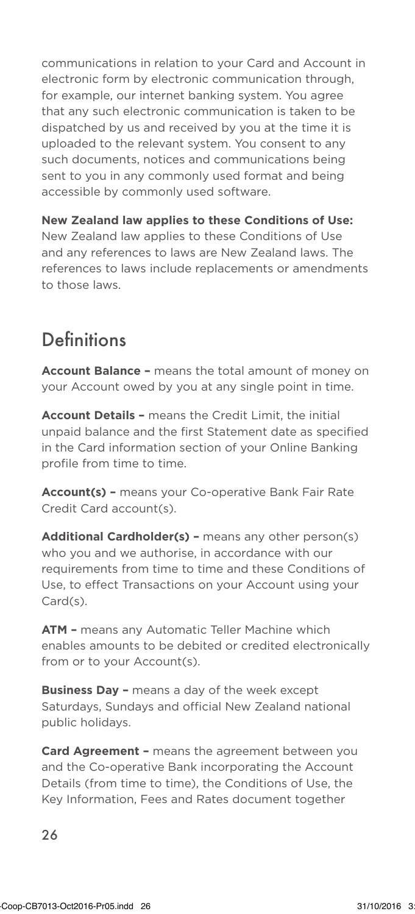communications in relation to your Card and Account in electronic form by electronic communication through, for example, our internet banking system. You agree that any such electronic communication is taken to be dispatched by us and received by you at the time it is uploaded to the relevant system. You consent to any such documents, notices and communications being sent to you in any commonly used format and being accessible by commonly used software.

**New Zealand law applies to these Conditions of Use:** New Zealand law applies to these Conditions of Use and any references to laws are New Zealand laws. The references to laws include replacements or amendments to those laws.

## Definitions

**Account Balance –** means the total amount of money on your Account owed by you at any single point in time.

**Account Details –** means the Credit Limit, the initial unpaid balance and the first Statement date as specified in the Card information section of your Online Banking profile from time to time.

**Account(s) –** means your Co-operative Bank Fair Rate Credit Card account(s).

**Additional Cardholder(s) –** means any other person(s) who you and we authorise, in accordance with our requirements from time to time and these Conditions of Use, to effect Transactions on your Account using your Card(s).

**ATM –** means any Automatic Teller Machine which enables amounts to be debited or credited electronically from or to your Account(s).

**Business Day –** means a day of the week except Saturdays, Sundays and official New Zealand national public holidays.

**Card Agreement –** means the agreement between you and the Co-operative Bank incorporating the Account Details (from time to time), the Conditions of Use, the Key Information, Fees and Rates document together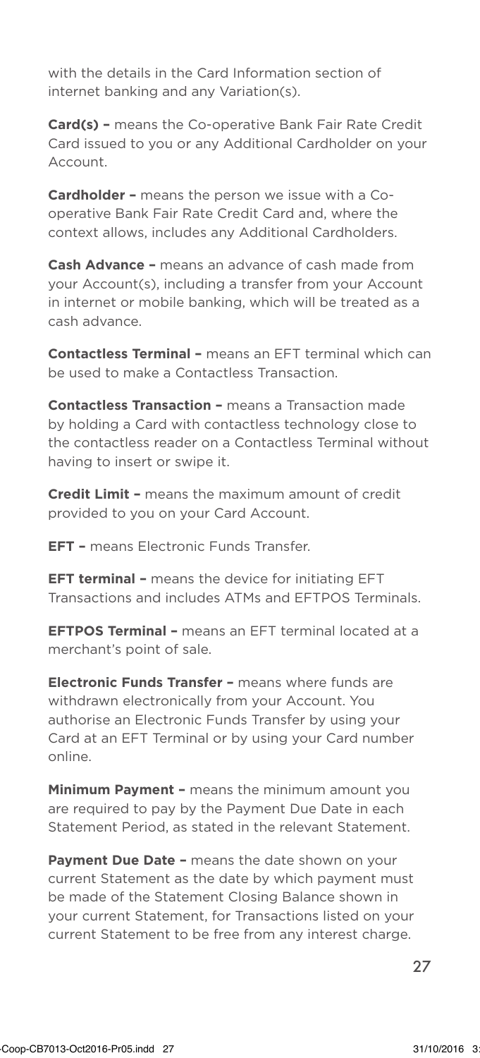with the details in the Card Information section of internet banking and any Variation(s).

**Card(s) –** means the Co-operative Bank Fair Rate Credit Card issued to you or any Additional Cardholder on your Account.

**Cardholder –** means the person we issue with a Co-operative Bank Fair Rate Credit Card and, where the context allows, includes any Additional Cardholders.

**Cash Advance –** means an advance of cash made from your Account(s), including a transfer from your Account in internet or mobile banking, which will be treated as a cash advance.

**Contactless Terminal –** means an EFT terminal which can be used to make a Contactless Transaction.

**Contactless Transaction –** means a Transaction made by holding a Card with contactless technology close to the contactless reader on a Contactless Terminal without having to insert or swipe it.

**Credit Limit –** means the maximum amount of credit provided to you on your Card Account.

**EFT –** means Electronic Funds Transfer.

**EFT terminal –** means the device for initiating EFT Transactions and includes ATMs and EFTPOS Terminals.

**EFTPOS Terminal –** means an EFT terminal located at a merchant's point of sale.

**Electronic Funds Transfer –** means where funds are withdrawn electronically from your Account. You authorise an Electronic Funds Transfer by using your Card at an EFT Terminal or by using your Card number online.

**Minimum Payment –** means the minimum amount you are required to pay by the Payment Due Date in each Statement Period, as stated in the relevant Statement.

**Payment Due Date –** means the date shown on your current Statement as the date by which payment must be made of the Statement Closing Balance shown in your current Statement, for Transactions listed on your current Statement to be free from any interest charge.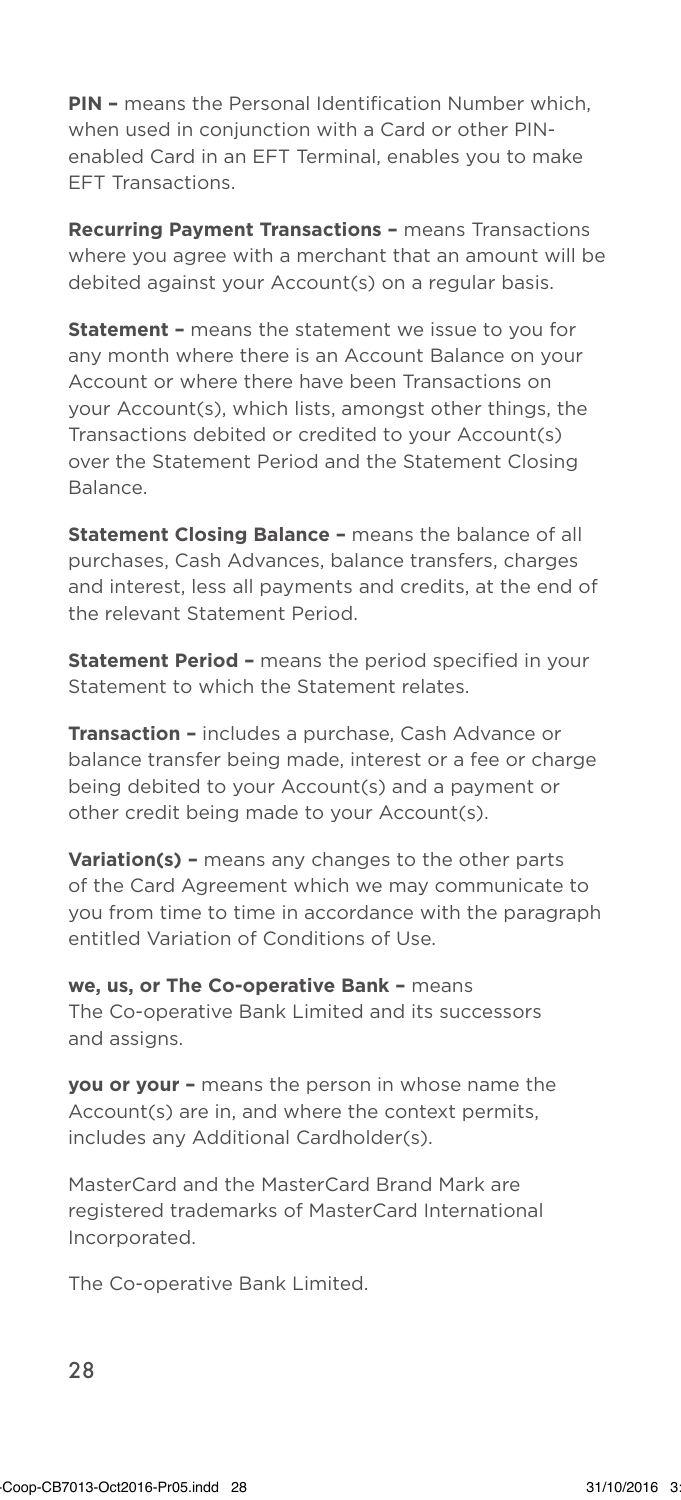**PIN –** means the Personal Identification Number which, when used in conjunction with a Card or other PIN-enabled Card in an EFT Terminal, enables you to make EFT Transactions.

**Recurring Payment Transactions –** means Transactions where you agree with a merchant that an amount will be debited against your Account(s) on a regular basis.

**Statement –** means the statement we issue to you for any month where there is an Account Balance on your Account or where there have been Transactions on your Account(s), which lists, amongst other things, the Transactions debited or credited to your Account(s) over the Statement Period and the Statement Closing Balance.

**Statement Closing Balance –** means the balance of all purchases, Cash Advances, balance transfers, charges and interest, less all payments and credits, at the end of the relevant Statement Period.

**Statement Period –** means the period specified in your Statement to which the Statement relates.

**Transaction –** includes a purchase, Cash Advance or balance transfer being made, interest or a fee or charge being debited to your Account(s) and a payment or other credit being made to your Account(s).

**Variation(s) –** means any changes to the other parts of the Card Agreement which we may communicate to you from time to time in accordance with the paragraph entitled Variation of Conditions of Use.

**we, us, or The Co-operative Bank –** means The Co-operative Bank Limited and its successors and assigns.

**you or your –** means the person in whose name the Account(s) are in, and where the context permits, includes any Additional Cardholder(s).

MasterCard and the MasterCard Brand Mark are registered trademarks of MasterCard International Incorporated.

The Co-operative Bank Limited.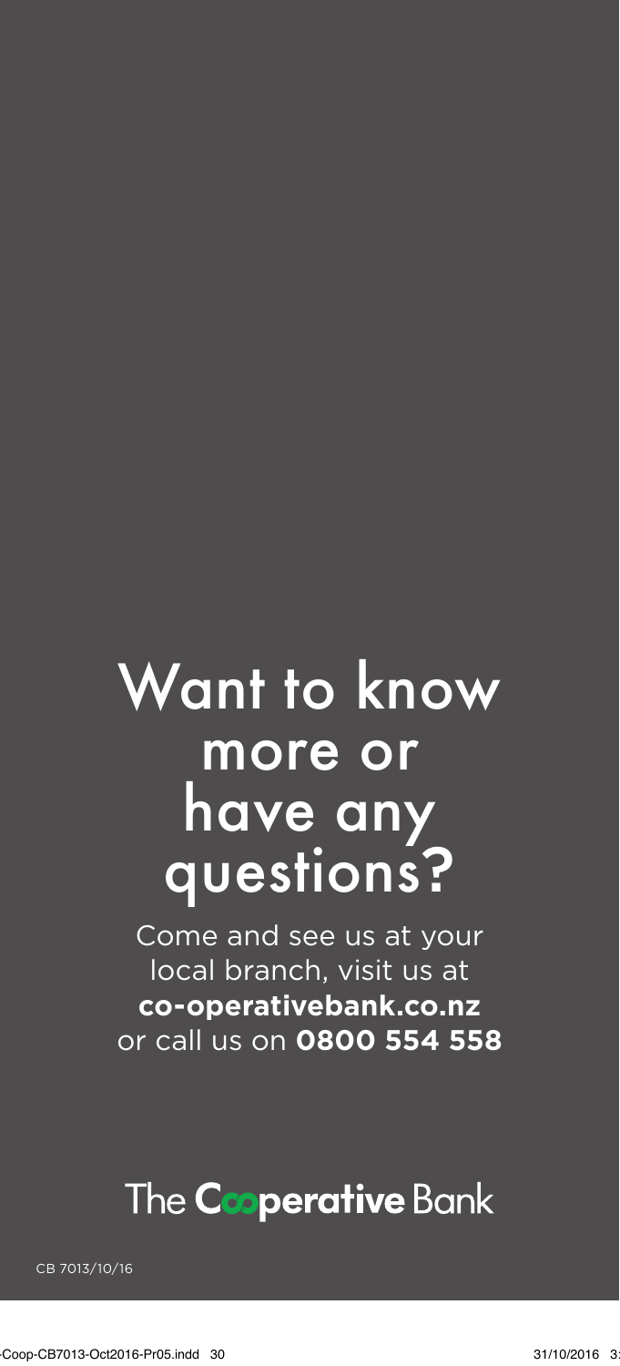# Want to know more or have any questions?

Come and see us at your local branch, visit us at **co-operativebank.co.nz** or call us on **0800 554 558**

The **Co-operative** Bank

CB 7013/10/16